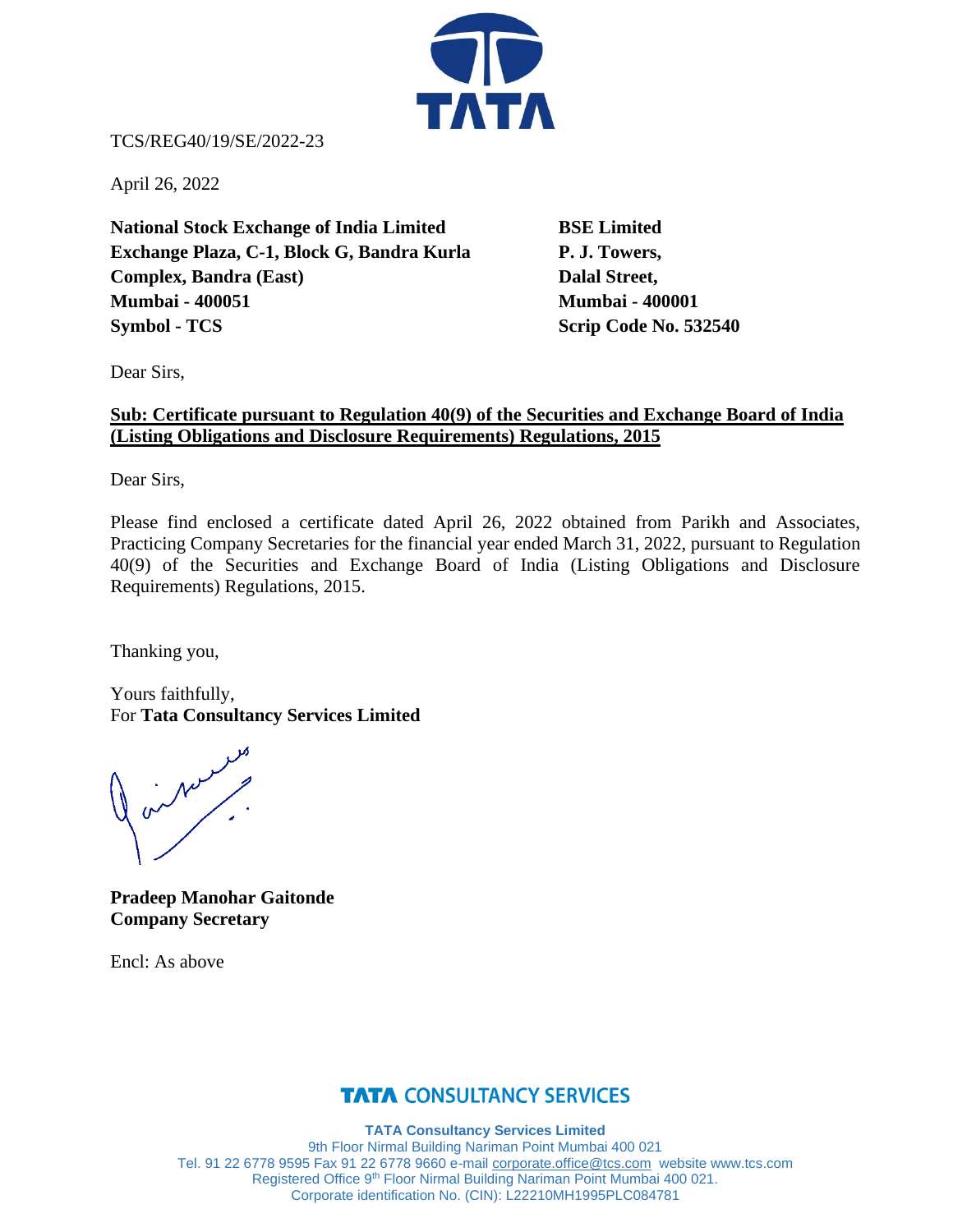TCS/REG40/19/SE/2022-23

April 26, 2022

**National Stock Exchange of India Limited**
**Exchange Plaza, C-1, Block G, Bandra Kurla Complex, Bandra (East)**
**Mumbai - 400051**
**Symbol - TCS**

**BSE Limited**
**P. J. Towers,**
**Dalal Street,**
**Mumbai - 400001**
**Scrip Code No. 532540**

Dear Sirs,

**Sub: Certificate pursuant to Regulation 40(9) of the Securities and Exchange Board of India (Listing Obligations and Disclosure Requirements) Regulations, 2015**

Dear Sirs,

Please find enclosed a certificate dated April 26, 2022 obtained from Parikh and Associates, Practicing Company Secretaries for the financial year ended March 31, 2022, pursuant to Regulation 40(9) of the Securities and Exchange Board of India (Listing Obligations and Disclosure Requirements) Regulations, 2015.

Thanking you,

Yours faithfully,
For **Tata Consultancy Services Limited**

**Pradeep Manohar Gaitonde**
**Company Secretary**

Encl: As above

**TATA CONSULTANCY SERVICES**

**TATA Consultancy Services Limited**
9th Floor Nirmal Building Nariman Point Mumbai 400 021
Tel. 91 22 6778 9595 Fax 91 22 6778 9660 e-mail corporate.office@tcs.com website www.tcs.com
Registered Office 9th Floor Nirmal Building Nariman Point Mumbai 400 021.
Corporate identification No. (CIN): L22210MH1995PLC084781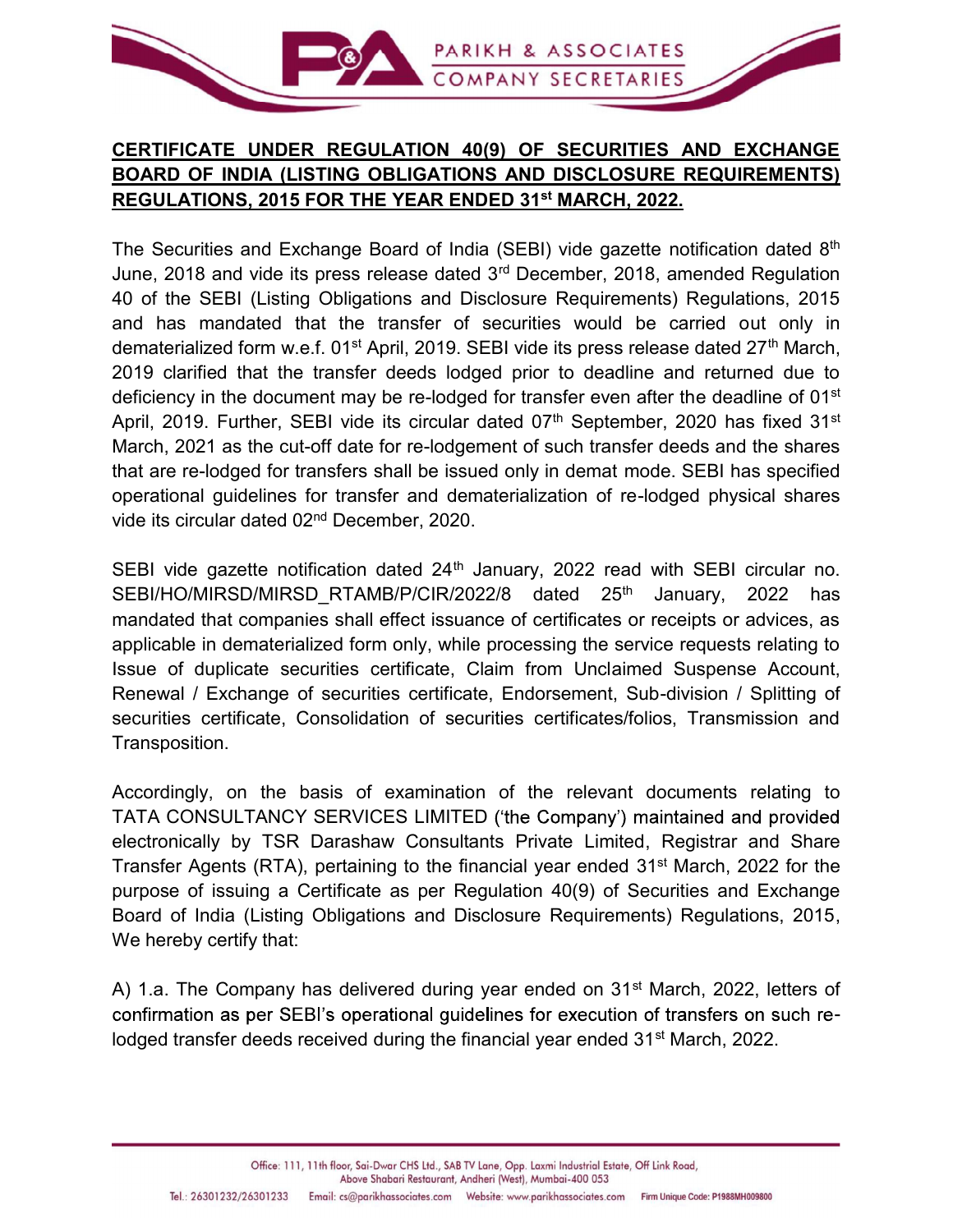## CERTIFICATE UNDER REGULATION 40(9) OF SECURITIES AND EXCHANGE BOARD OF INDIA (LISTING OBLIGATIONS AND DISCLOSURE REQUIREMENTS) REGULATIONS, 2015 FOR THE YEAR ENDED 31st MARCH, 2022.

The Securities and Exchange Board of India (SEBI) vide gazette notification dated 8th June, 2018 and vide its press release dated 3rd December, 2018, amended Regulation 40 of the SEBI (Listing Obligations and Disclosure Requirements) Regulations, 2015 and has mandated that the transfer of securities would be carried out only in dematerialized form w.e.f. 01st April, 2019. SEBI vide its press release dated 27th March, 2019 clarified that the transfer deeds lodged prior to deadline and returned due to deficiency in the document may be re-lodged for transfer even after the deadline of 01st April, 2019. Further, SEBI vide its circular dated 07th September, 2020 has fixed 31st March, 2021 as the cut-off date for re-lodgement of such transfer deeds and the shares that are re-lodged for transfers shall be issued only in demat mode. SEBI has specified operational guidelines for transfer and dematerialization of re-lodged physical shares vide its circular dated 02nd December, 2020.

SEBI vide gazette notification dated 24th January, 2022 read with SEBI circular no. SEBI/HO/MIRSD/MIRSD_RTAMB/P/CIR/2022/8 dated 25th January, 2022 has mandated that companies shall effect issuance of certificates or receipts or advices, as applicable in dematerialized form only, while processing the service requests relating to Issue of duplicate securities certificate, Claim from Unclaimed Suspense Account, Renewal / Exchange of securities certificate, Endorsement, Sub-division / Splitting of securities certificate, Consolidation of securities certificates/folios, Transmission and Transposition.

Accordingly, on the basis of examination of the relevant documents relating to TATA CONSULTANCY SERVICES LIMITED ('the Company') maintained and provided electronically by TSR Darashaw Consultants Private Limited, Registrar and Share Transfer Agents (RTA), pertaining to the financial year ended 31st March, 2022 for the purpose of issuing a Certificate as per Regulation 40(9) of Securities and Exchange Board of India (Listing Obligations and Disclosure Requirements) Regulations, 2015, We hereby certify that:

A) 1.a. The Company has delivered during year ended on 31st March, 2022, letters of confirmation as per SEBI's operational guidelines for execution of transfers on such re-lodged transfer deeds received during the financial year ended 31st March, 2022.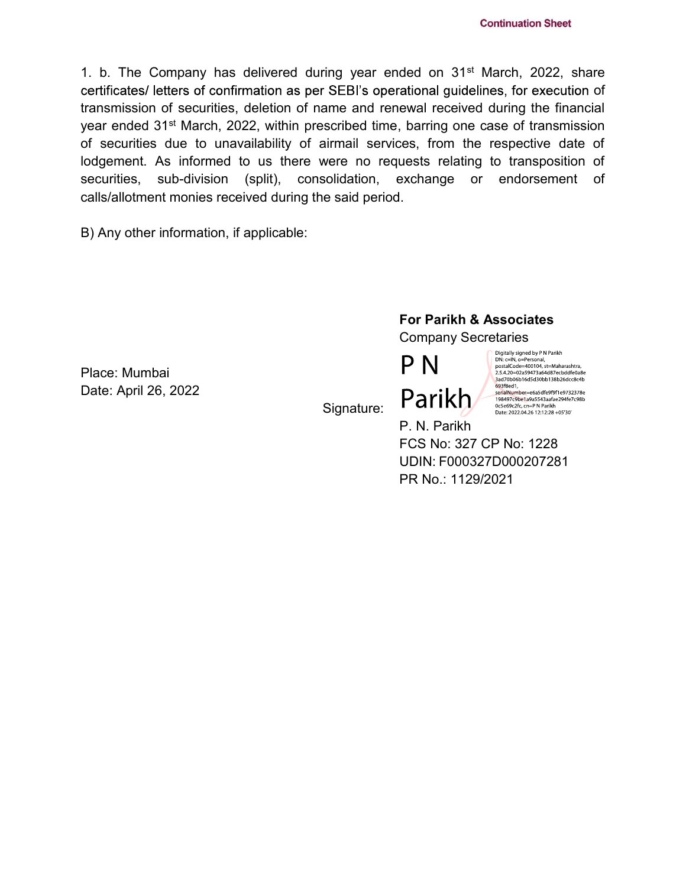1. b. The Company has delivered during year ended on 31st March, 2022, share certificates/ letters of confirmation as per SEBI's operational guidelines, for execution of transmission of securities, deletion of name and renewal received during the financial year ended 31st March, 2022, within prescribed time, barring one case of transmission of securities due to unavailability of airmail services, from the respective date of lodgement. As informed to us there were no requests relating to transposition of securities, sub-division (split), consolidation, exchange or endorsement of calls/allotment monies received during the said period.

B) Any other information, if applicable:

**For Parikh & Associates**
Company Secretaries

Place: Mumbai
Date: April 26, 2022

Signature: P N Parikh

Digitally signed by P N Parikh
DN: c=IN, o=Personal, postalCode=400104, st=Maharashtra, 2.5.4.20=02a59473a64d87ecbddfe0a8e3ad70b06b16d5d30bb138b26dcc8c4b693f8ed1, serialNumber=e6a5dfe9f9f1e9732378e198497c9be1a9a5543aafae294fe7c98b0c5e69c2fc, cn=P N Parikh
Date: 2022.04.26 12:12:28 +05'30'

P. N. Parikh
FCS No: 327 CP No: 1228
UDIN: F000327D000207281
PR No.: 1129/2021